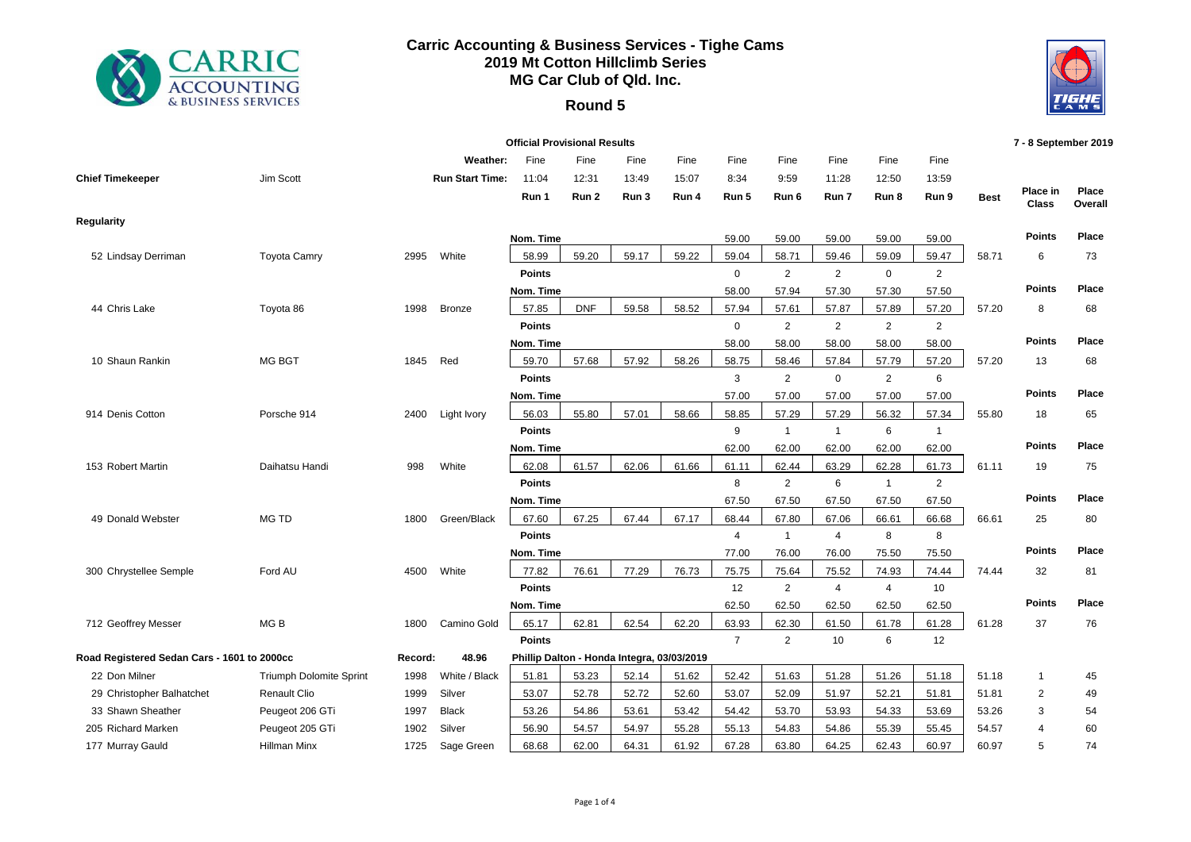# Carric Accounting & Business Services - Tighe Cams
## 2019 Mt Cotton Hillclimb Series
## MG Car Club of Qld. Inc.
### Round 5

**Official Provisional Results** — 7 - 8 September 2019

| | | | Weather: | Fine | Fine | Fine | Fine | Fine | Fine | Fine | Fine | Fine | | | |
|---|---|---|---|---|---|---|---|---|---|---|---|---|---|---|---|
| **Chief Timekeeper** | Jim Scott | | **Run Start Time:** | 11:04 | 12:31 | 13:49 | 15:07 | 8:34 | 9:59 | 11:28 | 12:50 | 13:59 | | | |
| | | | | **Run 1** | **Run 2** | **Run 3** | **Run 4** | **Run 5** | **Run 6** | **Run 7** | **Run 8** | **Run 9** | **Best** | **Place in Class** | **Place Overall** |
| **Regularity** | | | | | | | | | | | | | | | |
| | | | | **Nom. Time** | | | | 59.00 | 59.00 | 59.00 | 59.00 | 59.00 | | **Points** | **Place** |
| 52 Lindsay Derriman | Toyota Camry | 2995 | White | 58.99 | 59.20 | 59.17 | 59.22 | 59.04 | 58.71 | 59.46 | 59.09 | 59.47 | 58.71 | 6 | 73 |
| | | | | **Points** | | | | 0 | 2 | 2 | 0 | 2 | | | |
| | | | | **Nom. Time** | | | | 58.00 | 57.94 | 57.30 | 57.30 | 57.50 | | **Points** | **Place** |
| 44 Chris Lake | Toyota 86 | 1998 | Bronze | 57.85 | DNF | 59.58 | 58.52 | 57.94 | 57.61 | 57.87 | 57.89 | 57.20 | 57.20 | 8 | 68 |
| | | | | **Points** | | | | 0 | 2 | 2 | 2 | 2 | | | |
| | | | | **Nom. Time** | | | | 58.00 | 58.00 | 58.00 | 58.00 | 58.00 | | **Points** | **Place** |
| 10 Shaun Rankin | MG BGT | 1845 | Red | 59.70 | 57.68 | 57.92 | 58.26 | 58.75 | 58.46 | 57.84 | 57.79 | 57.20 | 57.20 | 13 | 68 |
| | | | | **Points** | | | | 3 | 2 | 0 | 2 | 6 | | | |
| | | | | **Nom. Time** | | | | 57.00 | 57.00 | 57.00 | 57.00 | 57.00 | | **Points** | **Place** |
| 914 Denis Cotton | Porsche 914 | 2400 | Light Ivory | 56.03 | 55.80 | 57.01 | 58.66 | 58.85 | 57.29 | 57.29 | 56.32 | 57.34 | 55.80 | 18 | 65 |
| | | | | **Points** | | | | 9 | 1 | 1 | 6 | 1 | | | |
| | | | | **Nom. Time** | | | | 62.00 | 62.00 | 62.00 | 62.00 | 62.00 | | **Points** | **Place** |
| 153 Robert Martin | Daihatsu Handi | 998 | White | 62.08 | 61.57 | 62.06 | 61.66 | 61.11 | 62.44 | 63.29 | 62.28 | 61.73 | 61.11 | 19 | 75 |
| | | | | **Points** | | | | 8 | 2 | 6 | 1 | 2 | | | |
| | | | | **Nom. Time** | | | | 67.50 | 67.50 | 67.50 | 67.50 | 67.50 | | **Points** | **Place** |
| 49 Donald Webster | MG TD | 1800 | Green/Black | 67.60 | 67.25 | 67.44 | 67.17 | 68.44 | 67.80 | 67.06 | 66.61 | 66.68 | 66.61 | 25 | 80 |
| | | | | **Points** | | | | 4 | 1 | 4 | 8 | 8 | | | |
| | | | | **Nom. Time** | | | | 77.00 | 76.00 | 76.00 | 75.50 | 75.50 | | **Points** | **Place** |
| 300 Chrystellee Semple | Ford AU | 4500 | White | 77.82 | 76.61 | 77.29 | 76.73 | 75.75 | 75.64 | 75.52 | 74.93 | 74.44 | 74.44 | 32 | 81 |
| | | | | **Points** | | | | 12 | 2 | 4 | 4 | 10 | | | |
| | | | | **Nom. Time** | | | | 62.50 | 62.50 | 62.50 | 62.50 | 62.50 | | **Points** | **Place** |
| 712 Geoffrey Messer | MG B | 1800 | Camino Gold | 65.17 | 62.81 | 62.54 | 62.20 | 63.93 | 62.30 | 61.50 | 61.78 | 61.28 | 61.28 | 37 | 76 |
| | | | | **Points** | | | | 7 | 2 | 10 | 6 | 12 | | | |
| **Road Registered Sedan Cars - 1601 to 2000cc** | | **Record:** | **48.96** | **Phillip Dalton - Honda Integra, 03/03/2019** | | | | | | | | | | | |
| 22 Don Milner | Triumph Dolomite Sprint | 1998 | White / Black | 51.81 | 53.23 | 52.14 | 51.62 | 52.42 | 51.63 | 51.28 | 51.26 | 51.18 | 51.18 | 1 | 45 |
| 29 Christopher Balhatchet | Renault Clio | 1999 | Silver | 53.07 | 52.78 | 52.72 | 52.60 | 53.07 | 52.09 | 51.97 | 52.21 | 51.81 | 51.81 | 2 | 49 |
| 33 Shawn Sheather | Peugeot 206 GTi | 1997 | Black | 53.26 | 54.86 | 53.61 | 53.42 | 54.42 | 53.70 | 53.93 | 54.33 | 53.69 | 53.26 | 3 | 54 |
| 205 Richard Marken | Peugeot 205 GTi | 1902 | Silver | 56.90 | 54.57 | 54.97 | 55.28 | 55.13 | 54.83 | 54.86 | 55.39 | 55.45 | 54.57 | 4 | 60 |
| 177 Murray Gauld | Hillman Minx | 1725 | Sage Green | 68.68 | 62.00 | 64.31 | 61.92 | 67.28 | 63.80 | 64.25 | 62.43 | 60.97 | 60.97 | 5 | 74 |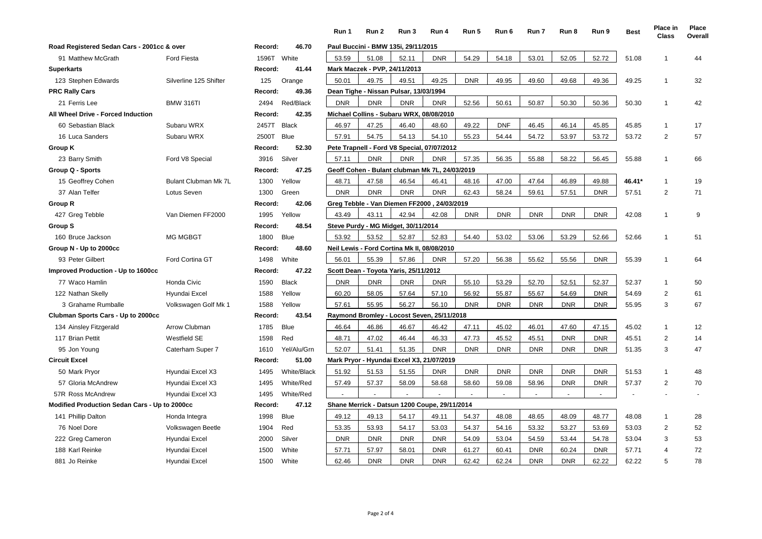| | | | | Run 1 | Run 2 | Run 3 | Run 4 | Run 5 | Run 6 | Run 7 | Run 8 | Run 9 | Best | Place in Class | Place Overall |
|---|---|---|---|---|---|---|---|---|---|---|---|---|---|---|---|
| **Road Registered Sedan Cars - 2001cc & over** | | **Record:** | **46.70** | **Paul Buccini - BMW 135i, 29/11/2015** | | | | | | | | | | | |
| 91 Matthew McGrath | Ford Fiesta | 1596T | White | 53.59 | 51.08 | 52.11 | DNR | 54.29 | 54.18 | 53.01 | 52.05 | 52.72 | 51.08 | 1 | 44 |
| **Superkarts** | | **Record:** | **41.44** | **Mark Maczek - PVP, 24/11/2013** | | | | | | | | | | | |
| 123 Stephen Edwards | Silverline 125 Shifter | 125 | Orange | 50.01 | 49.75 | 49.51 | 49.25 | DNR | 49.95 | 49.60 | 49.68 | 49.36 | 49.25 | 1 | 32 |
| **PRC Rally Cars** | | **Record:** | **49.36** | **Dean Tighe - Nissan Pulsar, 13/03/1994** | | | | | | | | | | | |
| 21 Ferris Lee | BMW 316TI | 2494 | Red/Black | DNR | DNR | DNR | DNR | 52.56 | 50.61 | 50.87 | 50.30 | 50.36 | 50.30 | 1 | 42 |
| **All Wheel Drive - Forced Induction** | | **Record:** | **42.35** | **Michael Collins - Subaru WRX, 08/08/2010** | | | | | | | | | | | |
| 60 Sebastian Black | Subaru WRX | 2457T | Black | 46.97 | 47.25 | 46.40 | 48.60 | 49.22 | DNF | 46.45 | 46.14 | 45.85 | 45.85 | 1 | 17 |
| 16 Luca Sanders | Subaru WRX | 2500T | Blue | 57.91 | 54.75 | 54.13 | 54.10 | 55.23 | 54.44 | 54.72 | 53.97 | 53.72 | 53.72 | 2 | 57 |
| **Group K** | | **Record:** | **52.30** | **Pete Trapnell - Ford V8 Special, 07/07/2012** | | | | | | | | | | | |
| 23 Barry Smith | Ford V8 Special | 3916 | Silver | 57.11 | DNR | DNR | DNR | 57.35 | 56.35 | 55.88 | 58.22 | 56.45 | 55.88 | 1 | 66 |
| **Group Q - Sports** | | **Record:** | **47.25** | **Geoff Cohen - Bulant clubman Mk 7L, 24/03/2019** | | | | | | | | | | | |
| 15 Geoffrey Cohen | Bulant Clubman Mk 7L | 1300 | Yellow | 48.71 | 47.58 | 46.54 | 46.41 | 48.16 | 47.00 | 47.64 | 46.89 | 49.88 | **46.41*** | 1 | 19 |
| 37 Alan Telfer | Lotus Seven | 1300 | Green | DNR | DNR | DNR | DNR | 62.43 | 58.24 | 59.61 | 57.51 | DNR | 57.51 | 2 | 71 |
| **Group R** | | **Record:** | **42.06** | **Greg Tebble - Van Diemen FF2000 , 24/03/2019** | | | | | | | | | | | |
| 427 Greg Tebble | Van Diemen FF2000 | 1995 | Yellow | 43.49 | 43.11 | 42.94 | 42.08 | DNR | DNR | DNR | DNR | DNR | 42.08 | 1 | 9 |
| **Group S** | | **Record:** | **48.54** | **Steve Purdy - MG Midget, 30/11/2014** | | | | | | | | | | | |
| 160 Bruce Jackson | MG MGBGT | 1800 | Blue | 53.92 | 53.52 | 52.87 | 52.83 | 54.40 | 53.02 | 53.06 | 53.29 | 52.66 | 52.66 | 1 | 51 |
| **Group N - Up to 2000cc** | | **Record:** | **48.60** | **Neil Lewis - Ford Cortina Mk II, 08/08/2010** | | | | | | | | | | | |
| 93 Peter Gilbert | Ford Cortina GT | 1498 | White | 56.01 | 55.39 | 57.86 | DNR | 57.20 | 56.38 | 55.62 | 55.56 | DNR | 55.39 | 1 | 64 |
| **Improved Production - Up to 1600cc** | | **Record:** | **47.22** | **Scott Dean - Toyota Yaris, 25/11/2012** | | | | | | | | | | | |
| 77 Waco Hamlin | Honda Civic | 1590 | Black | DNR | DNR | DNR | DNR | 55.10 | 53.29 | 52.70 | 52.51 | 52.37 | 52.37 | 1 | 50 |
| 122 Nathan Skelly | Hyundai Excel | 1588 | Yellow | 60.20 | 58.05 | 57.64 | 57.10 | 56.92 | 55.87 | 55.67 | 54.69 | DNR | 54.69 | 2 | 61 |
| 3 Grahame Rumballe | Volkswagen Golf Mk 1 | 1588 | Yellow | 57.61 | 55.95 | 56.27 | 56.10 | DNR | DNR | DNR | DNR | DNR | 55.95 | 3 | 67 |
| **Clubman Sports Cars - Up to 2000cc** | | **Record:** | **43.54** | **Raymond Bromley - Locost Seven, 25/11/2018** | | | | | | | | | | | |
| 134 Ainsley Fitzgerald | Arrow Clubman | 1785 | Blue | 46.64 | 46.86 | 46.67 | 46.42 | 47.11 | 45.02 | 46.01 | 47.60 | 47.15 | 45.02 | 1 | 12 |
| 117 Brian Pettit | Westfield SE | 1598 | Red | 48.71 | 47.02 | 46.44 | 46.33 | 47.73 | 45.52 | 45.51 | DNR | DNR | 45.51 | 2 | 14 |
| 95 Jon Young | Caterham Super 7 | 1610 | Yel/Alu/Grn | 52.07 | 51.41 | 51.35 | DNR | DNR | DNR | DNR | DNR | DNR | 51.35 | 3 | 47 |
| **Circuit Excel** | | **Record:** | **51.00** | **Mark Pryor - Hyundai Excel X3, 21/07/2019** | | | | | | | | | | | |
| 50 Mark Pryor | Hyundai Excel X3 | 1495 | White/Black | 51.92 | 51.53 | 51.55 | DNR | DNR | DNR | DNR | DNR | DNR | 51.53 | 1 | 48 |
| 57 Gloria McAndrew | Hyundai Excel X3 | 1495 | White/Red | 57.49 | 57.37 | 58.09 | 58.68 | 58.60 | 59.08 | 58.96 | DNR | DNR | 57.37 | 2 | 70 |
| 57R Ross McAndrew | Hyundai Excel X3 | 1495 | White/Red | - | - | - | - | - | - | - | - | - | - | - | - |
| **Modified Production Sedan Cars - Up to 2000cc** | | **Record:** | **47.12** | **Shane Merrick - Datsun 1200 Coupe, 29/11/2014** | | | | | | | | | | | |
| 141 Phillip Dalton | Honda Integra | 1998 | Blue | 49.12 | 49.13 | 54.17 | 49.11 | 54.37 | 48.08 | 48.65 | 48.09 | 48.77 | 48.08 | 1 | 28 |
| 76 Noel Dore | Volkswagen Beetle | 1904 | Red | 53.35 | 53.93 | 54.17 | 53.03 | 54.37 | 54.16 | 53.32 | 53.27 | 53.69 | 53.03 | 2 | 52 |
| 222 Greg Cameron | Hyundai Excel | 2000 | Silver | DNR | DNR | DNR | DNR | 54.09 | 53.04 | 54.59 | 53.44 | 54.78 | 53.04 | 3 | 53 |
| 188 Karl Reinke | Hyundai Excel | 1500 | White | 57.71 | 57.97 | 58.01 | DNR | 61.27 | 60.41 | DNR | 60.24 | DNR | 57.71 | 4 | 72 |
| 881 Jo Reinke | Hyundai Excel | 1500 | White | 62.46 | DNR | DNR | DNR | 62.42 | 62.24 | DNR | DNR | 62.22 | 62.22 | 5 | 78 |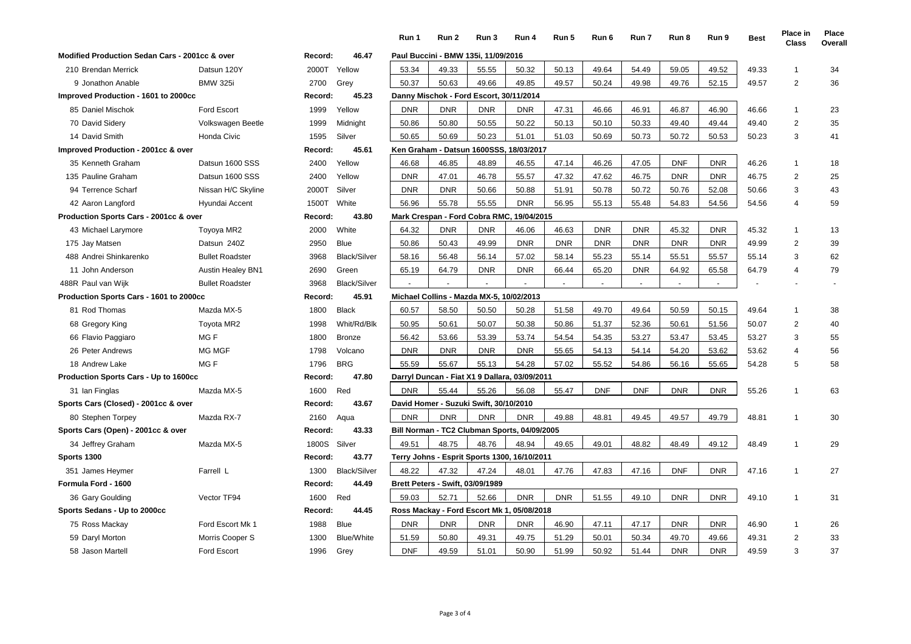| | | | | Run 1 | Run 2 | Run 3 | Run 4 | Run 5 | Run 6 | Run 7 | Run 8 | Run 9 | Best | Place in Class | Place Overall |
|---|---|---|---|---|---|---|---|---|---|---|---|---|---|---|---|
| **Modified Production Sedan Cars - 2001cc & over** | | **Record:** | **46.47** | **Paul Buccini - BMW 135i, 11/09/2016** | | | | | | | | | | | |
| 210 Brendan Merrick | Datsun 120Y | 2000T | Yellow | 53.34 | 49.33 | 55.55 | 50.32 | 50.13 | 49.64 | 54.49 | 59.05 | 49.52 | 49.33 | 1 | 34 |
| 9 Jonathon Anable | BMW 325i | 2700 | Grey | 50.37 | 50.63 | 49.66 | 49.85 | 49.57 | 50.24 | 49.98 | 49.76 | 52.15 | 49.57 | 2 | 36 |
| **Improved Production - 1601 to 2000cc** | | **Record:** | **45.23** | **Danny Mischok - Ford Escort, 30/11/2014** | | | | | | | | | | | |
| 85 Daniel Mischok | Ford Escort | 1999 | Yellow | DNR | DNR | DNR | DNR | 47.31 | 46.66 | 46.91 | 46.87 | 46.90 | 46.66 | 1 | 23 |
| 70 David Sidery | Volkswagen Beetle | 1999 | Midnight | 50.86 | 50.80 | 50.55 | 50.22 | 50.13 | 50.10 | 50.33 | 49.40 | 49.44 | 49.40 | 2 | 35 |
| 14 David Smith | Honda Civic | 1595 | Silver | 50.65 | 50.69 | 50.23 | 51.01 | 51.03 | 50.69 | 50.73 | 50.72 | 50.53 | 50.23 | 3 | 41 |
| **Improved Production - 2001cc & over** | | **Record:** | **45.61** | **Ken Graham - Datsun 1600SSS, 18/03/2017** | | | | | | | | | | | |
| 35 Kenneth Graham | Datsun 1600 SSS | 2400 | Yellow | 46.68 | 46.85 | 48.89 | 46.55 | 47.14 | 46.26 | 47.05 | DNF | DNR | 46.26 | 1 | 18 |
| 135 Pauline Graham | Datsun 1600 SSS | 2400 | Yellow | DNR | 47.01 | 46.78 | 55.57 | 47.32 | 47.62 | 46.75 | DNR | DNR | 46.75 | 2 | 25 |
| 94 Terrence Scharf | Nissan H/C Skyline | 2000T | Silver | DNR | DNR | 50.66 | 50.88 | 51.91 | 50.78 | 50.72 | 50.76 | 52.08 | 50.66 | 3 | 43 |
| 42 Aaron Langford | Hyundai Accent | 1500T | White | 56.96 | 55.78 | 55.55 | DNR | 56.95 | 55.13 | 55.48 | 54.83 | 54.56 | 54.56 | 4 | 59 |
| **Production Sports Cars - 2001cc & over** | | **Record:** | **43.80** | **Mark Crespan - Ford Cobra RMC, 19/04/2015** | | | | | | | | | | | |
| 43 Michael Larymore | Toyoya MR2 | 2000 | White | 64.32 | DNR | DNR | 46.06 | 46.63 | DNR | DNR | 45.32 | DNR | 45.32 | 1 | 13 |
| 175 Jay Matsen | Datsun 240Z | 2950 | Blue | 50.86 | 50.43 | 49.99 | DNR | DNR | DNR | DNR | DNR | DNR | 49.99 | 2 | 39 |
| 488 Andrei Shinkarenko | Bullet Roadster | 3968 | Black/Silver | 58.16 | 56.48 | 56.14 | 57.02 | 58.14 | 55.23 | 55.14 | 55.51 | 55.57 | 55.14 | 3 | 62 |
| 11 John Anderson | Austin Healey BN1 | 2690 | Green | 65.19 | 64.79 | DNR | DNR | 66.44 | 65.20 | DNR | 64.92 | 65.58 | 64.79 | 4 | 79 |
| 488R Paul van Wijk | Bullet Roadster | 3968 | Black/Silver | - | - | - | - | - | - | - | - | - | - | - | - |
| **Production Sports Cars - 1601 to 2000cc** | | **Record:** | **45.91** | **Michael Collins - Mazda MX-5, 10/02/2013** | | | | | | | | | | | |
| 81 Rod Thomas | Mazda MX-5 | 1800 | Black | 60.57 | 58.50 | 50.50 | 50.28 | 51.58 | 49.70 | 49.64 | 50.59 | 50.15 | 49.64 | 1 | 38 |
| 68 Gregory King | Toyota MR2 | 1998 | Whit/Rd/Blk | 50.95 | 50.61 | 50.07 | 50.38 | 50.86 | 51.37 | 52.36 | 50.61 | 51.56 | 50.07 | 2 | 40 |
| 66 Flavio Paggiaro | MG F | 1800 | Bronze | 56.42 | 53.66 | 53.39 | 53.74 | 54.54 | 54.35 | 53.27 | 53.47 | 53.45 | 53.27 | 3 | 55 |
| 26 Peter Andrews | MG MGF | 1798 | Volcano | DNR | DNR | DNR | DNR | 55.65 | 54.13 | 54.14 | 54.20 | 53.62 | 53.62 | 4 | 56 |
| 18 Andrew Lake | MG F | 1796 | BRG | 55.59 | 55.67 | 55.13 | 54.28 | 57.02 | 55.52 | 54.86 | 56.16 | 55.65 | 54.28 | 5 | 58 |
| **Production Sports Cars - Up to 1600cc** | | **Record:** | **47.80** | **Darryl Duncan - Fiat X1 9 Dallara, 03/09/2011** | | | | | | | | | | | |
| 31 Ian Finglas | Mazda MX-5 | 1600 | Red | DNR | 55.44 | 55.26 | 56.08 | 55.47 | DNF | DNF | DNR | DNR | 55.26 | 1 | 63 |
| **Sports Cars (Closed) - 2001cc & over** | | **Record:** | **43.67** | **David Homer - Suzuki Swift, 30/10/2010** | | | | | | | | | | | |
| 80 Stephen Torpey | Mazda RX-7 | 2160 | Aqua | DNR | DNR | DNR | DNR | 49.88 | 48.81 | 49.45 | 49.57 | 49.79 | 48.81 | 1 | 30 |
| **Sports Cars (Open) - 2001cc & over** | | **Record:** | **43.33** | **Bill Norman - TC2 Clubman Sports, 04/09/2005** | | | | | | | | | | | |
| 34 Jeffrey Graham | Mazda MX-5 | 1800S | Silver | 49.51 | 48.75 | 48.76 | 48.94 | 49.65 | 49.01 | 48.82 | 48.49 | 49.12 | 48.49 | 1 | 29 |
| **Sports 1300** | | **Record:** | **43.77** | **Terry Johns - Esprit Sports 1300, 16/10/2011** | | | | | | | | | | | |
| 351 James Heymer | Farrell L | 1300 | Black/Silver | 48.22 | 47.32 | 47.24 | 48.01 | 47.76 | 47.83 | 47.16 | DNF | DNR | 47.16 | 1 | 27 |
| **Formula Ford - 1600** | | **Record:** | **44.49** | **Brett Peters - Swift, 03/09/1989** | | | | | | | | | | | |
| 36 Gary Goulding | Vector TF94 | 1600 | Red | 59.03 | 52.71 | 52.66 | DNR | DNR | 51.55 | 49.10 | DNR | DNR | 49.10 | 1 | 31 |
| **Sports Sedans - Up to 2000cc** | | **Record:** | **44.45** | **Ross Mackay - Ford Escort Mk 1, 05/08/2018** | | | | | | | | | | | |
| 75 Ross Mackay | Ford Escort Mk 1 | 1988 | Blue | DNR | DNR | DNR | DNR | 46.90 | 47.11 | 47.17 | DNR | DNR | 46.90 | 1 | 26 |
| 59 Daryl Morton | Morris Cooper S | 1300 | Blue/White | 51.59 | 50.80 | 49.31 | 49.75 | 51.29 | 50.01 | 50.34 | 49.70 | 49.66 | 49.31 | 2 | 33 |
| 58 Jason Martell | Ford Escort | 1996 | Grey | DNF | 49.59 | 51.01 | 50.90 | 51.99 | 50.92 | 51.44 | DNR | DNR | 49.59 | 3 | 37 |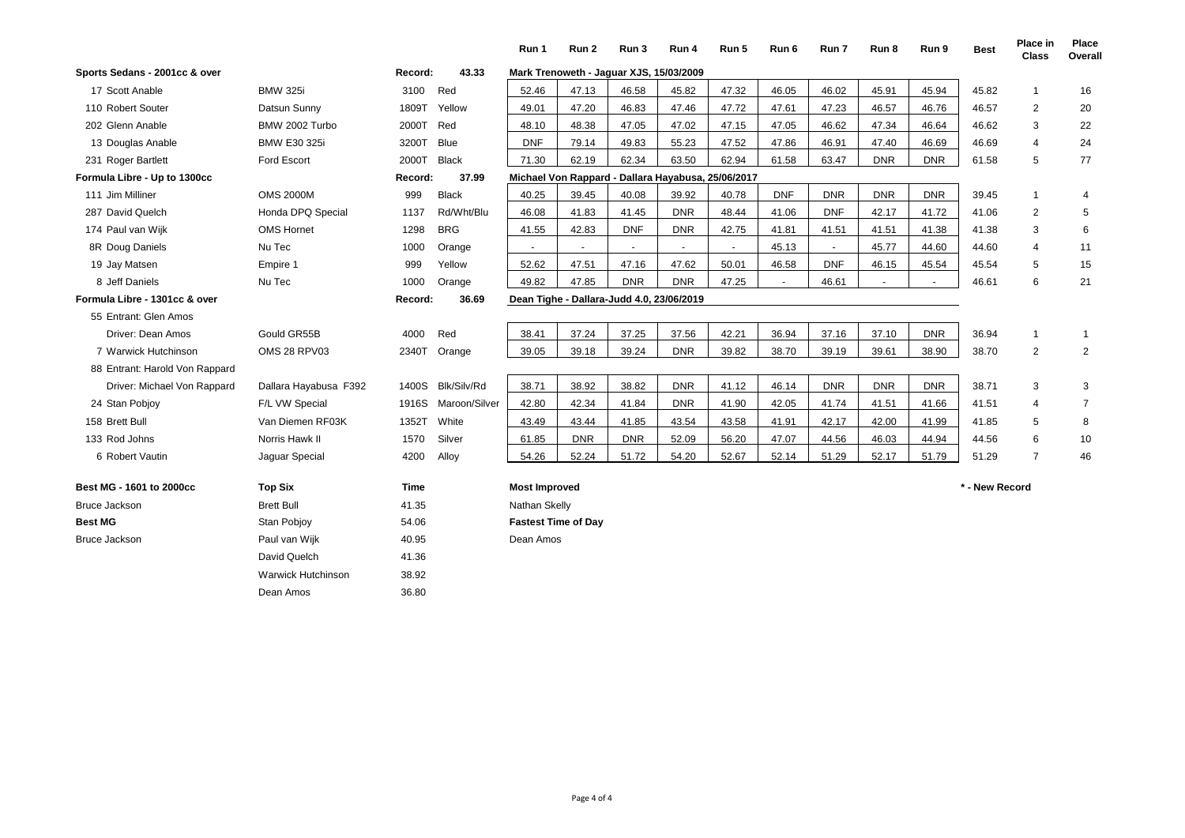| | | | | Run 1 | Run 2 | Run 3 | Run 4 | Run 5 | Run 6 | Run 7 | Run 8 | Run 9 | Best | Place in Class | Place Overall |
|---|---|---|---|---|---|---|---|---|---|---|---|---|---|---|---|
| **Sports Sedans - 2001cc & over** | | **Record:** | **43.33** | **Mark Trenoweth - Jaguar XJS, 15/03/2009** | | | | | | | | | | | |
| 17 Scott Anable | BMW 325i | 3100 | Red | 52.46 | 47.13 | 46.58 | 45.82 | 47.32 | 46.05 | 46.02 | 45.91 | 45.94 | 45.82 | 1 | 16 |
| 110 Robert Souter | Datsun Sunny | 1809T | Yellow | 49.01 | 47.20 | 46.83 | 47.46 | 47.72 | 47.61 | 47.23 | 46.57 | 46.76 | 46.57 | 2 | 20 |
| 202 Glenn Anable | BMW 2002 Turbo | 2000T | Red | 48.10 | 48.38 | 47.05 | 47.02 | 47.15 | 47.05 | 46.62 | 47.34 | 46.64 | 46.62 | 3 | 22 |
| 13 Douglas Anable | BMW E30 325i | 3200T | Blue | DNF | 79.14 | 49.83 | 55.23 | 47.52 | 47.86 | 46.91 | 47.40 | 46.69 | 46.69 | 4 | 24 |
| 231 Roger Bartlett | Ford Escort | 2000T | Black | 71.30 | 62.19 | 62.34 | 63.50 | 62.94 | 61.58 | 63.47 | DNR | DNR | 61.58 | 5 | 77 |
| **Formula Libre - Up to 1300cc** | | **Record:** | **37.99** | **Michael Von Rappard - Dallara Hayabusa, 25/06/2017** | | | | | | | | | | | |
| 111 Jim Milliner | OMS 2000M | 999 | Black | 40.25 | 39.45 | 40.08 | 39.92 | 40.78 | DNR | DNR | DNR | DNR | 39.45 | 1 | 4 |
| 287 David Quelch | Honda DPQ Special | 1137 | Rd/Wht/Blu | 46.08 | 41.83 | 41.45 | DNR | 48.44 | 41.06 | DNF | 42.17 | 41.72 | 41.06 | 2 | 5 |
| 174 Paul van Wijk | OMS Hornet | 1298 | BRG | 41.55 | 42.83 | DNF | DNR | 42.75 | 41.81 | 41.51 | 41.51 | 41.38 | 41.38 | 3 | 6 |
| 8R Doug Daniels | Nu Tec | 1000 | Orange | - | - | - | - | - | 45.13 | - | 45.77 | 44.60 | 44.60 | 4 | 11 |
| 19 Jay Matsen | Empire 1 | 999 | Yellow | 52.62 | 47.51 | 47.16 | 47.62 | 50.01 | 46.58 | DNF | 46.15 | 45.54 | 45.54 | 5 | 15 |
| 8 Jeff Daniels | Nu Tec | 1000 | Orange | 49.82 | 47.85 | DNR | DNR | 47.25 | - | 46.61 | - | - | 46.61 | 6 | 21 |
| **Formula Libre - 1301cc & over** | | **Record:** | **36.69** | **Dean Tighe - Dallara-Judd 4.0, 23/06/2019** | | | | | | | | | | | |
| 55 Entrant: Glen Amos | | | | | | | | | | | | | | | |
| Driver: Dean Amos | Gould GR55B | 4000 | Red | 38.41 | 37.24 | 37.25 | 37.56 | 42.21 | 36.94 | 37.16 | 37.10 | DNR | 36.94 | 1 | 1 |
| 7 Warwick Hutchinson | OMS 28 RPV03 | 2340T | Orange | 39.05 | 39.18 | 39.24 | DNR | 39.82 | 38.70 | 39.19 | 39.61 | 38.90 | 38.70 | 2 | 2 |
| 88 Entrant: Harold Von Rappard | | | | | | | | | | | | | | | |
| Driver: Michael Von Rappard | Dallara Hayabusa F392 | 1400S | Blk/Silv/Rd | 38.71 | 38.92 | 38.82 | DNR | 41.12 | 46.14 | DNR | DNR | DNR | 38.71 | 3 | 3 |
| 24 Stan Pobjoy | F/L VW Special | 1916S | Maroon/Silver | 42.80 | 42.34 | 41.84 | DNR | 41.90 | 42.05 | 41.74 | 41.51 | 41.66 | 41.51 | 4 | 7 |
| 158 Brett Bull | Van Diemen RF03K | 1352T | White | 43.49 | 43.44 | 41.85 | 43.54 | 43.58 | 41.91 | 42.17 | 42.00 | 41.99 | 41.85 | 5 | 8 |
| 133 Rod Johns | Norris Hawk II | 1570 | Silver | 61.85 | DNR | DNR | 52.09 | 56.20 | 47.07 | 44.56 | 46.03 | 44.94 | 44.56 | 6 | 10 |
| 6 Robert Vautin | Jaguar Special | 4200 | Alloy | 54.26 | 52.24 | 51.72 | 54.20 | 52.67 | 52.14 | 51.29 | 52.17 | 51.79 | 51.29 | 7 | 46 |

| | | | |
|---|---|---|---|
| **Best MG - 1601 to 2000cc** | **Top Six** | **Time** | **Most Improved** |
| Bruce Jackson | Brett Bull | 41.35 | Nathan Skelly |
| **Best MG** | Stan Pobjoy | 54.06 | **Fastest Time of Day** |
| Bruce Jackson | Paul van Wijk | 40.95 | Dean Amos |
| | David Quelch | 41.36 | |
| | Warwick Hutchinson | 38.92 | |
| | Dean Amos | 36.80 | |

* - New Record